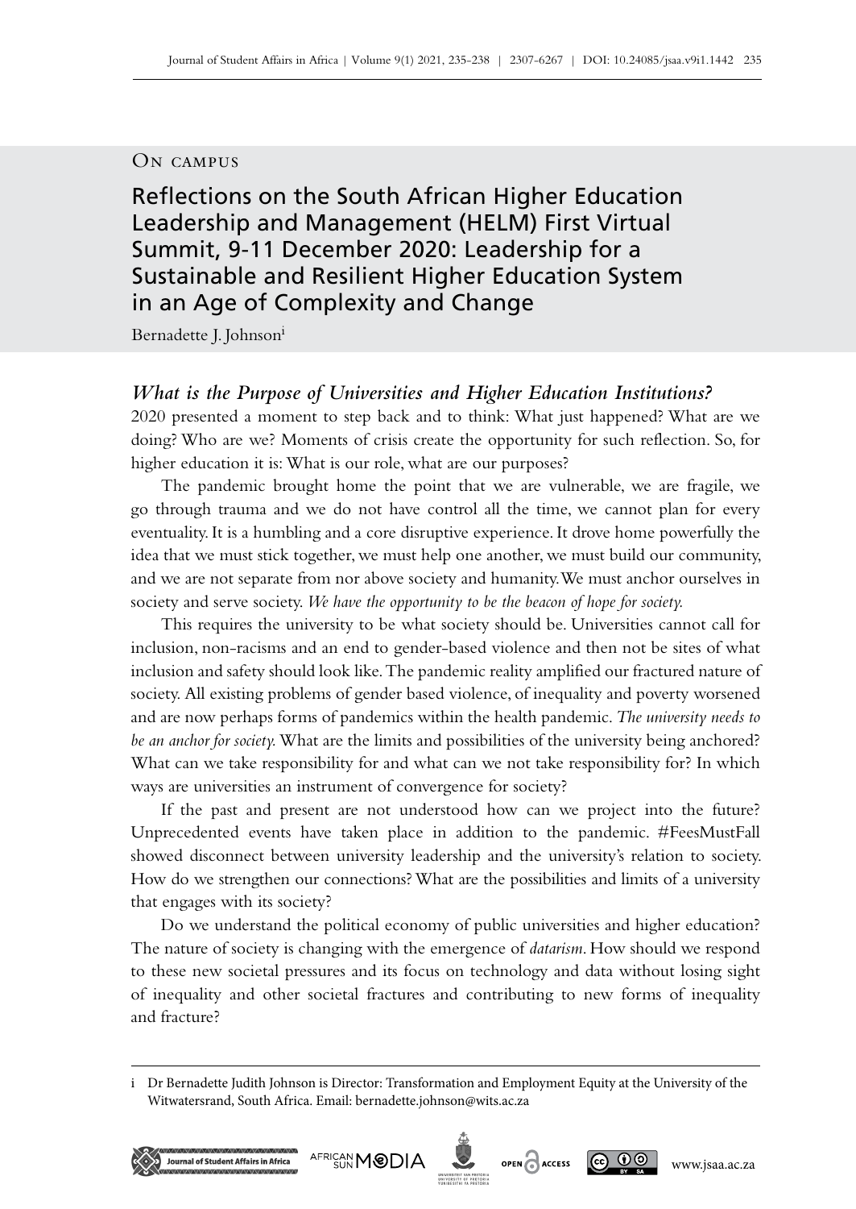On campus

# Reflections on the South African Higher Education Leadership and Management (HELM) First Virtual Summit, 9-11 December 2020: Leadership for a Sustainable and Resilient Higher Education System in an Age of Complexity and Change

Bernadette J. Johnson[i]

## *What is the Purpose of Universities and Higher Education Institutions?*

2020 presented a moment to step back and to think: What just happened? What are we doing? Who are we? Moments of crisis create the opportunity for such reflection. So, for higher education it is: What is our role, what are our purposes?

The pandemic brought home the point that we are vulnerable, we are fragile, we go through trauma and we do not have control all the time, we cannot plan for every eventuality. It is a humbling and a core disruptive experience. It drove home powerfully the idea that we must stick together, we must help one another, we must build our community, and we are not separate from nor above society and humanity. We must anchor ourselves in society and serve society. *We have the opportunity to be the beacon of hope for society.*

This requires the university to be what society should be. Universities cannot call for inclusion, non-racisms and an end to gender-based violence and then not be sites of what inclusion and safety should look like. The pandemic reality amplified our fractured nature of society. All existing problems of gender based violence, of inequality and poverty worsened and are now perhaps forms of pandemics within the health pandemic. *The university needs to be an anchor for society.* What are the limits and possibilities of the university being anchored? What can we take responsibility for and what can we not take responsibility for? In which ways are universities an instrument of convergence for society?

If the past and present are not understood how can we project into the future? Unprecedented events have taken place in addition to the pandemic. #FeesMustFall showed disconnect between university leadership and the university's relation to society. How do we strengthen our connections? What are the possibilities and limits of a university that engages with its society?

Do we understand the political economy of public universities and higher education? The nature of society is changing with the emergence of *datarism*. How should we respond to these new societal pressures and its focus on technology and data without losing sight of inequality and other societal fractures and contributing to new forms of inequality and fracture?

---

i Dr Bernadette Judith Johnson is Director: Transformation and Employment Equity at the University of the Witwatersrand, South Africa. Email: bernadette.johnson@wits.ac.za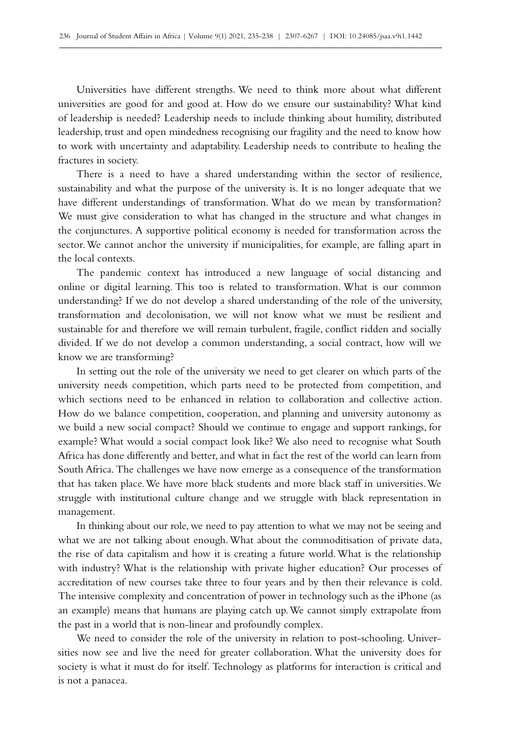Universities have different strengths. We need to think more about what different universities are good for and good at. How do we ensure our sustainability? What kind of leadership is needed? Leadership needs to include thinking about humility, distributed leadership, trust and open mindedness recognising our fragility and the need to know how to work with uncertainty and adaptability. Leadership needs to contribute to healing the fractures in society.

There is a need to have a shared understanding within the sector of resilience, sustainability and what the purpose of the university is. It is no longer adequate that we have different understandings of transformation. What do we mean by transformation? We must give consideration to what has changed in the structure and what changes in the conjunctures. A supportive political economy is needed for transformation across the sector. We cannot anchor the university if municipalities, for example, are falling apart in the local contexts.

The pandemic context has introduced a new language of social distancing and online or digital learning. This too is related to transformation. What is our common understanding? If we do not develop a shared understanding of the role of the university, transformation and decolonisation, we will not know what we must be resilient and sustainable for and therefore we will remain turbulent, fragile, conflict ridden and socially divided. If we do not develop a common understanding, a social contract, how will we know we are transforming?

In setting out the role of the university we need to get clearer on which parts of the university needs competition, which parts need to be protected from competition, and which sections need to be enhanced in relation to collaboration and collective action. How do we balance competition, cooperation, and planning and university autonomy as we build a new social compact? Should we continue to engage and support rankings, for example? What would a social compact look like? We also need to recognise what South Africa has done differently and better, and what in fact the rest of the world can learn from South Africa. The challenges we have now emerge as a consequence of the transformation that has taken place. We have more black students and more black staff in universities. We struggle with institutional culture change and we struggle with black representation in management.

In thinking about our role, we need to pay attention to what we may not be seeing and what we are not talking about enough. What about the commoditisation of private data, the rise of data capitalism and how it is creating a future world. What is the relationship with industry? What is the relationship with private higher education? Our processes of accreditation of new courses take three to four years and by then their relevance is cold. The intensive complexity and concentration of power in technology such as the iPhone (as an example) means that humans are playing catch up. We cannot simply extrapolate from the past in a world that is non-linear and profoundly complex.

We need to consider the role of the university in relation to post-schooling. Universities now see and live the need for greater collaboration. What the university does for society is what it must do for itself. Technology as platforms for interaction is critical and is not a panacea.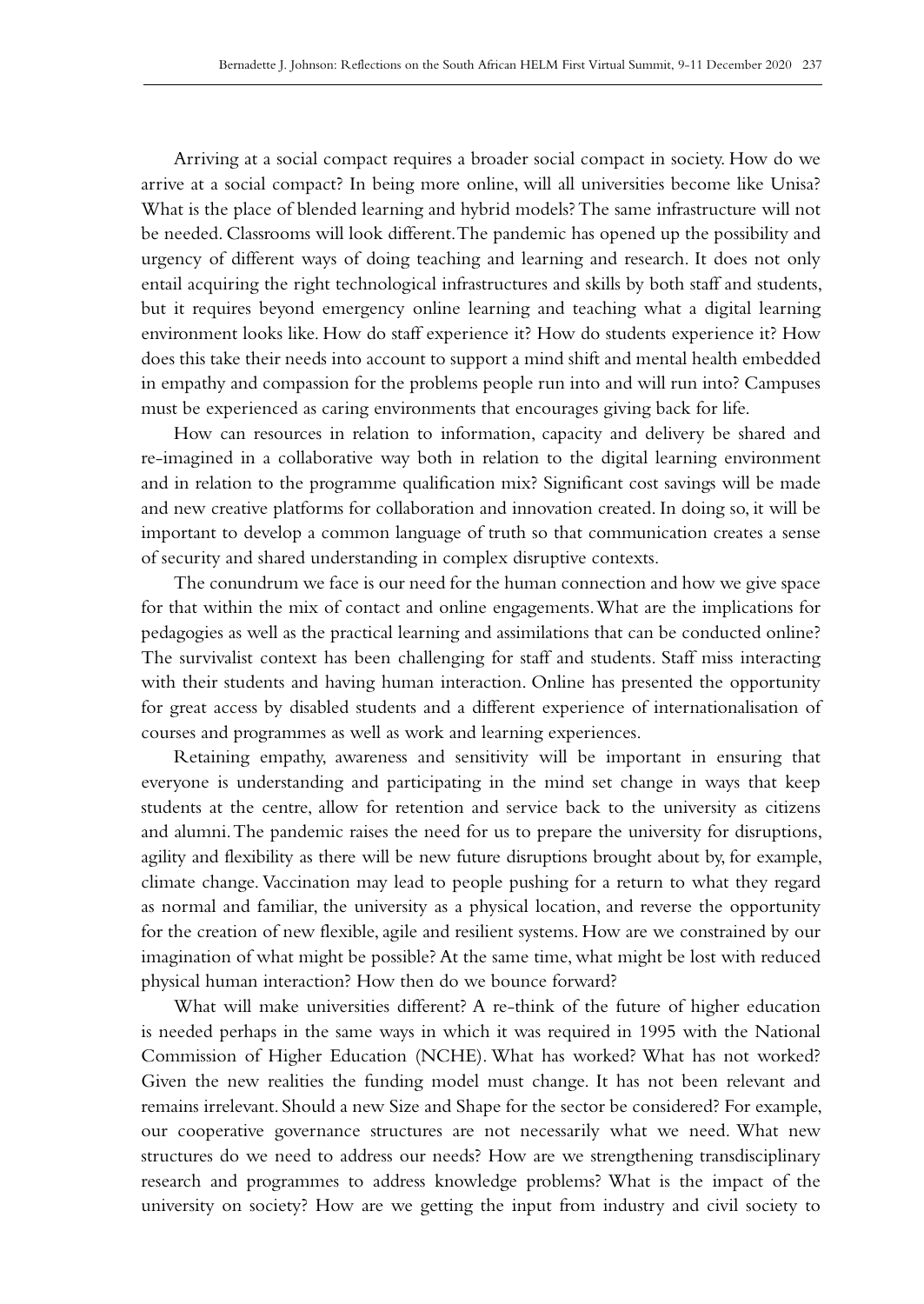Arriving at a social compact requires a broader social compact in society. How do we arrive at a social compact? In being more online, will all universities become like Unisa? What is the place of blended learning and hybrid models? The same infrastructure will not be needed. Classrooms will look different. The pandemic has opened up the possibility and urgency of different ways of doing teaching and learning and research. It does not only entail acquiring the right technological infrastructures and skills by both staff and students, but it requires beyond emergency online learning and teaching what a digital learning environment looks like. How do staff experience it? How do students experience it? How does this take their needs into account to support a mind shift and mental health embedded in empathy and compassion for the problems people run into and will run into? Campuses must be experienced as caring environments that encourages giving back for life.

How can resources in relation to information, capacity and delivery be shared and re-imagined in a collaborative way both in relation to the digital learning environment and in relation to the programme qualification mix? Significant cost savings will be made and new creative platforms for collaboration and innovation created. In doing so, it will be important to develop a common language of truth so that communication creates a sense of security and shared understanding in complex disruptive contexts.

The conundrum we face is our need for the human connection and how we give space for that within the mix of contact and online engagements. What are the implications for pedagogies as well as the practical learning and assimilations that can be conducted online? The survivalist context has been challenging for staff and students. Staff miss interacting with their students and having human interaction. Online has presented the opportunity for great access by disabled students and a different experience of internationalisation of courses and programmes as well as work and learning experiences.

Retaining empathy, awareness and sensitivity will be important in ensuring that everyone is understanding and participating in the mind set change in ways that keep students at the centre, allow for retention and service back to the university as citizens and alumni. The pandemic raises the need for us to prepare the university for disruptions, agility and flexibility as there will be new future disruptions brought about by, for example, climate change. Vaccination may lead to people pushing for a return to what they regard as normal and familiar, the university as a physical location, and reverse the opportunity for the creation of new flexible, agile and resilient systems. How are we constrained by our imagination of what might be possible? At the same time, what might be lost with reduced physical human interaction? How then do we bounce forward?

What will make universities different? A re-think of the future of higher education is needed perhaps in the same ways in which it was required in 1995 with the National Commission of Higher Education (NCHE). What has worked? What has not worked? Given the new realities the funding model must change. It has not been relevant and remains irrelevant. Should a new Size and Shape for the sector be considered? For example, our cooperative governance structures are not necessarily what we need. What new structures do we need to address our needs? How are we strengthening transdisciplinary research and programmes to address knowledge problems? What is the impact of the university on society? How are we getting the input from industry and civil society to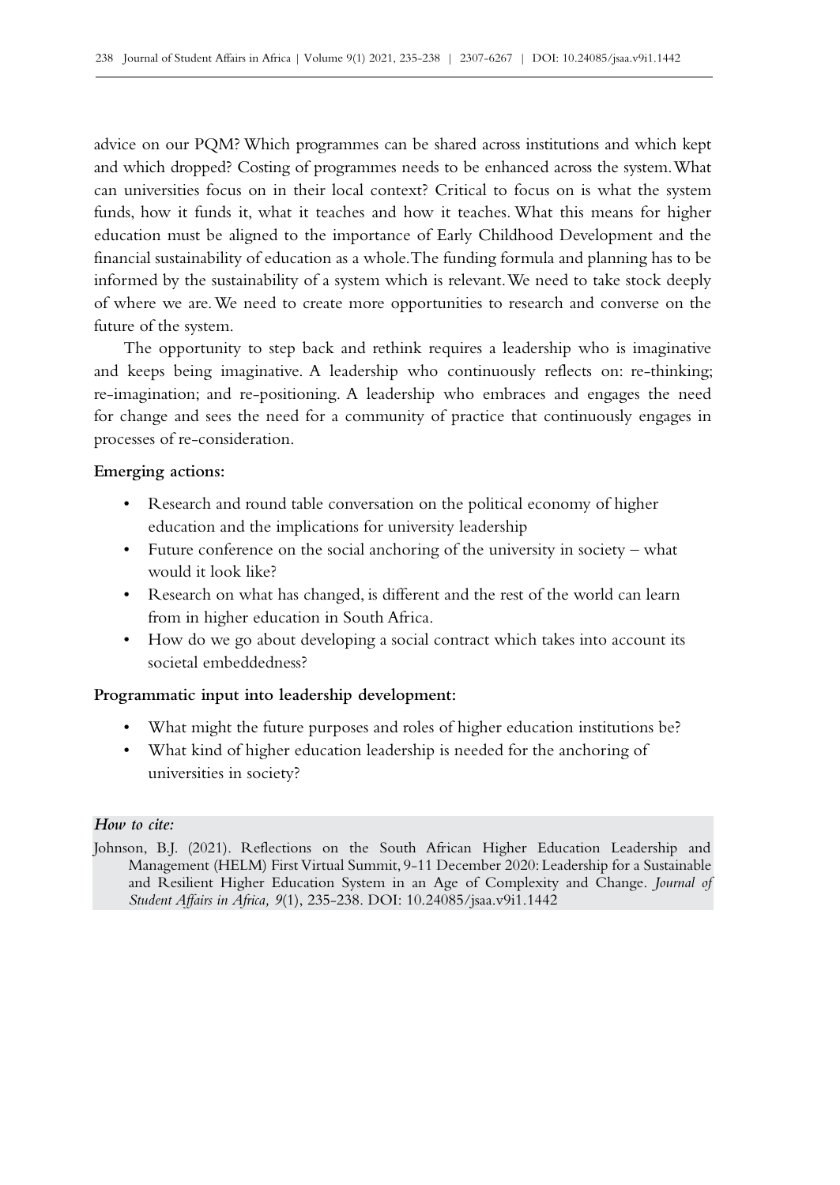advice on our PQM? Which programmes can be shared across institutions and which kept and which dropped? Costing of programmes needs to be enhanced across the system. What can universities focus on in their local context? Critical to focus on is what the system funds, how it funds it, what it teaches and how it teaches. What this means for higher education must be aligned to the importance of Early Childhood Development and the financial sustainability of education as a whole. The funding formula and planning has to be informed by the sustainability of a system which is relevant. We need to take stock deeply of where we are. We need to create more opportunities to research and converse on the future of the system.

The opportunity to step back and rethink requires a leadership who is imaginative and keeps being imaginative. A leadership who continuously reflects on: re-thinking; re-imagination; and re-positioning. A leadership who embraces and engages the need for change and sees the need for a community of practice that continuously engages in processes of re-consideration.

**Emerging actions:**

- Research and round table conversation on the political economy of higher education and the implications for university leadership
- Future conference on the social anchoring of the university in society – what would it look like?
- Research on what has changed, is different and the rest of the world can learn from in higher education in South Africa.
- How do we go about developing a social contract which takes into account its societal embeddedness?

**Programmatic input into leadership development:**

- What might the future purposes and roles of higher education institutions be?
- What kind of higher education leadership is needed for the anchoring of universities in society?

***How to cite:***

Johnson, B.J. (2021). Reflections on the South African Higher Education Leadership and Management (HELM) First Virtual Summit, 9-11 December 2020: Leadership for a Sustainable and Resilient Higher Education System in an Age of Complexity and Change. *Journal of Student Affairs in Africa, 9*(1), 235-238. DOI: 10.24085/jsaa.v9i1.1442